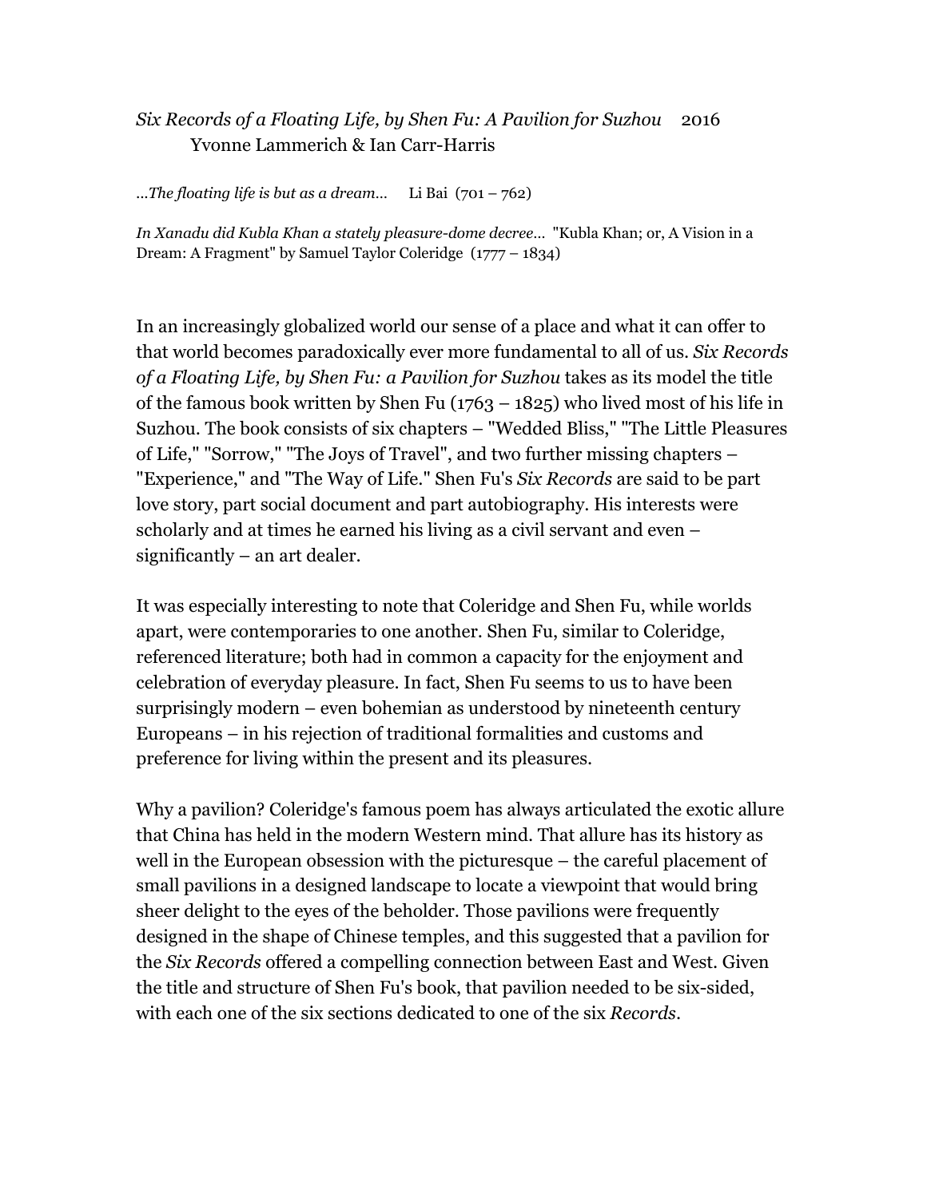*Six Records of a Floating Life, by Shen Fu: A Pavilion for Suzhou* 2016
Yvonne Lammerich & Ian Carr-Harris

*...The floating life is but as a dream...* Li Bai (701 – 762)

*In Xanadu did Kubla Khan a stately pleasure-dome decree...* "Kubla Khan; or, A Vision in a Dream: A Fragment" by Samuel Taylor Coleridge (1777 – 1834)

In an increasingly globalized world our sense of a place and what it can offer to that world becomes paradoxically ever more fundamental to all of us. *Six Records of a Floating Life, by Shen Fu: a Pavilion for Suzhou* takes as its model the title of the famous book written by Shen Fu (1763 – 1825) who lived most of his life in Suzhou. The book consists of six chapters – "Wedded Bliss," "The Little Pleasures of Life," "Sorrow," "The Joys of Travel", and two further missing chapters – "Experience," and "The Way of Life." Shen Fu's *Six Records* are said to be part love story, part social document and part autobiography. His interests were scholarly and at times he earned his living as a civil servant and even – significantly – an art dealer.

It was especially interesting to note that Coleridge and Shen Fu, while worlds apart, were contemporaries to one another. Shen Fu, similar to Coleridge, referenced literature; both had in common a capacity for the enjoyment and celebration of everyday pleasure. In fact, Shen Fu seems to us to have been surprisingly modern – even bohemian as understood by nineteenth century Europeans – in his rejection of traditional formalities and customs and preference for living within the present and its pleasures.

Why a pavilion? Coleridge's famous poem has always articulated the exotic allure that China has held in the modern Western mind. That allure has its history as well in the European obsession with the picturesque – the careful placement of small pavilions in a designed landscape to locate a viewpoint that would bring sheer delight to the eyes of the beholder. Those pavilions were frequently designed in the shape of Chinese temples, and this suggested that a pavilion for the *Six Records* offered a compelling connection between East and West. Given the title and structure of Shen Fu's book, that pavilion needed to be six-sided, with each one of the six sections dedicated to one of the six *Records*.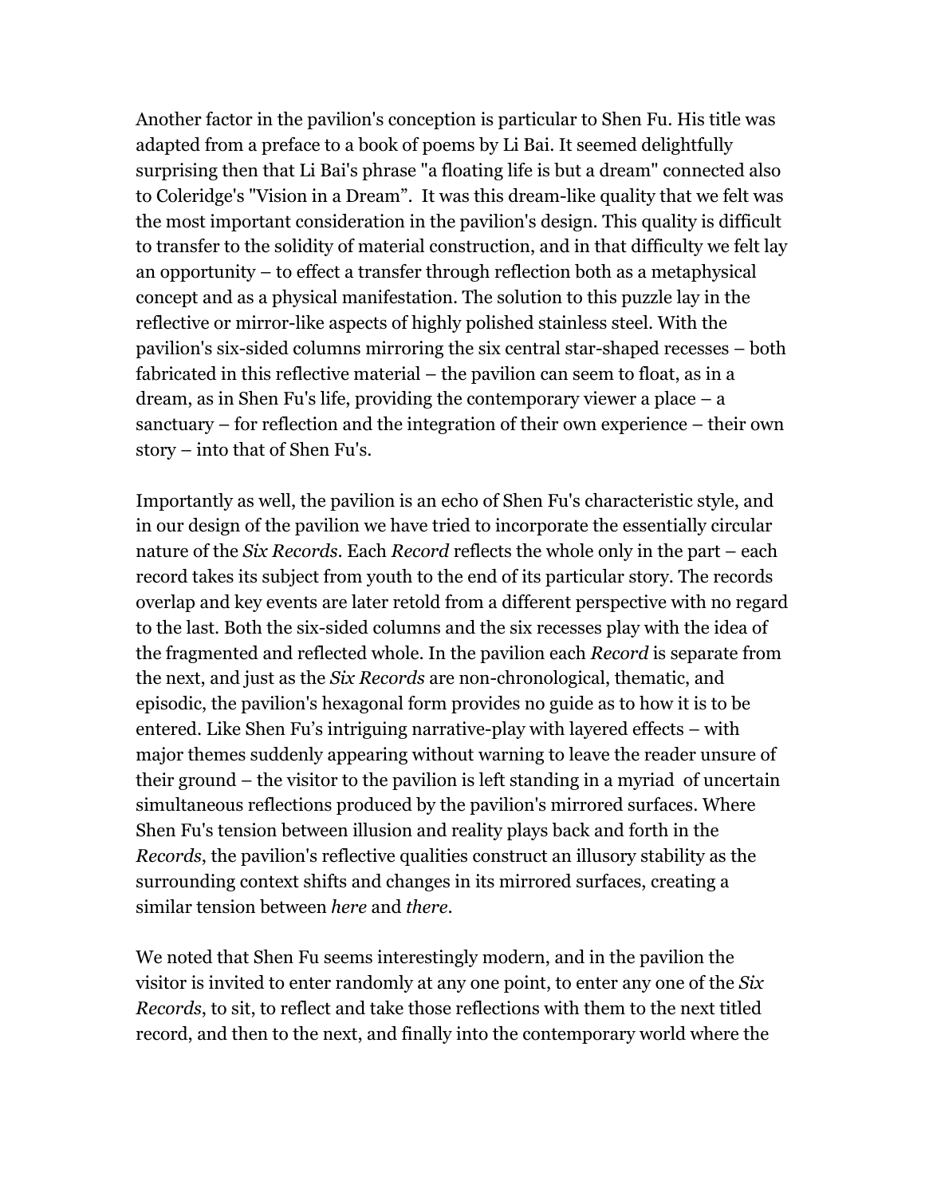Another factor in the pavilion's conception is particular to Shen Fu. His title was adapted from a preface to a book of poems by Li Bai. It seemed delightfully surprising then that Li Bai's phrase "a floating life is but a dream" connected also to Coleridge's "Vision in a Dream". It was this dream-like quality that we felt was the most important consideration in the pavilion's design. This quality is difficult to transfer to the solidity of material construction, and in that difficulty we felt lay an opportunity – to effect a transfer through reflection both as a metaphysical concept and as a physical manifestation. The solution to this puzzle lay in the reflective or mirror-like aspects of highly polished stainless steel. With the pavilion's six-sided columns mirroring the six central star-shaped recesses – both fabricated in this reflective material – the pavilion can seem to float, as in a dream, as in Shen Fu's life, providing the contemporary viewer a place – a sanctuary – for reflection and the integration of their own experience – their own story – into that of Shen Fu's.

Importantly as well, the pavilion is an echo of Shen Fu's characteristic style, and in our design of the pavilion we have tried to incorporate the essentially circular nature of the *Six Records*. Each *Record* reflects the whole only in the part – each record takes its subject from youth to the end of its particular story. The records overlap and key events are later retold from a different perspective with no regard to the last. Both the six-sided columns and the six recesses play with the idea of the fragmented and reflected whole. In the pavilion each *Record* is separate from the next, and just as the *Six Records* are non-chronological, thematic, and episodic, the pavilion's hexagonal form provides no guide as to how it is to be entered. Like Shen Fu's intriguing narrative-play with layered effects – with major themes suddenly appearing without warning to leave the reader unsure of their ground – the visitor to the pavilion is left standing in a myriad of uncertain simultaneous reflections produced by the pavilion's mirrored surfaces. Where Shen Fu's tension between illusion and reality plays back and forth in the *Records*, the pavilion's reflective qualities construct an illusory stability as the surrounding context shifts and changes in its mirrored surfaces, creating a similar tension between *here* and *there*.

We noted that Shen Fu seems interestingly modern, and in the pavilion the visitor is invited to enter randomly at any one point, to enter any one of the *Six Records*, to sit, to reflect and take those reflections with them to the next titled record, and then to the next, and finally into the contemporary world where the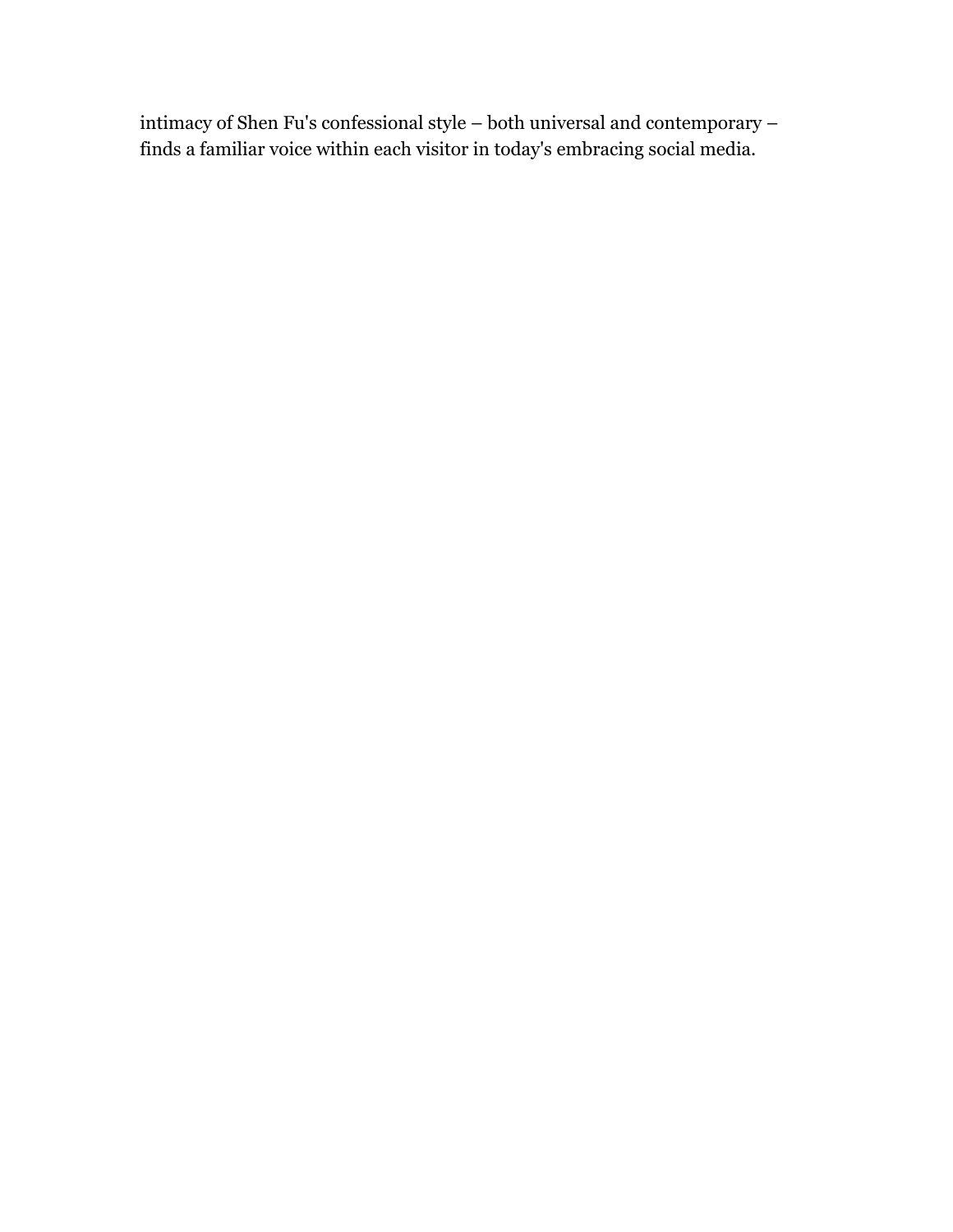intimacy of Shen Fu's confessional style – both universal and contemporary – finds a familiar voice within each visitor in today's embracing social media.